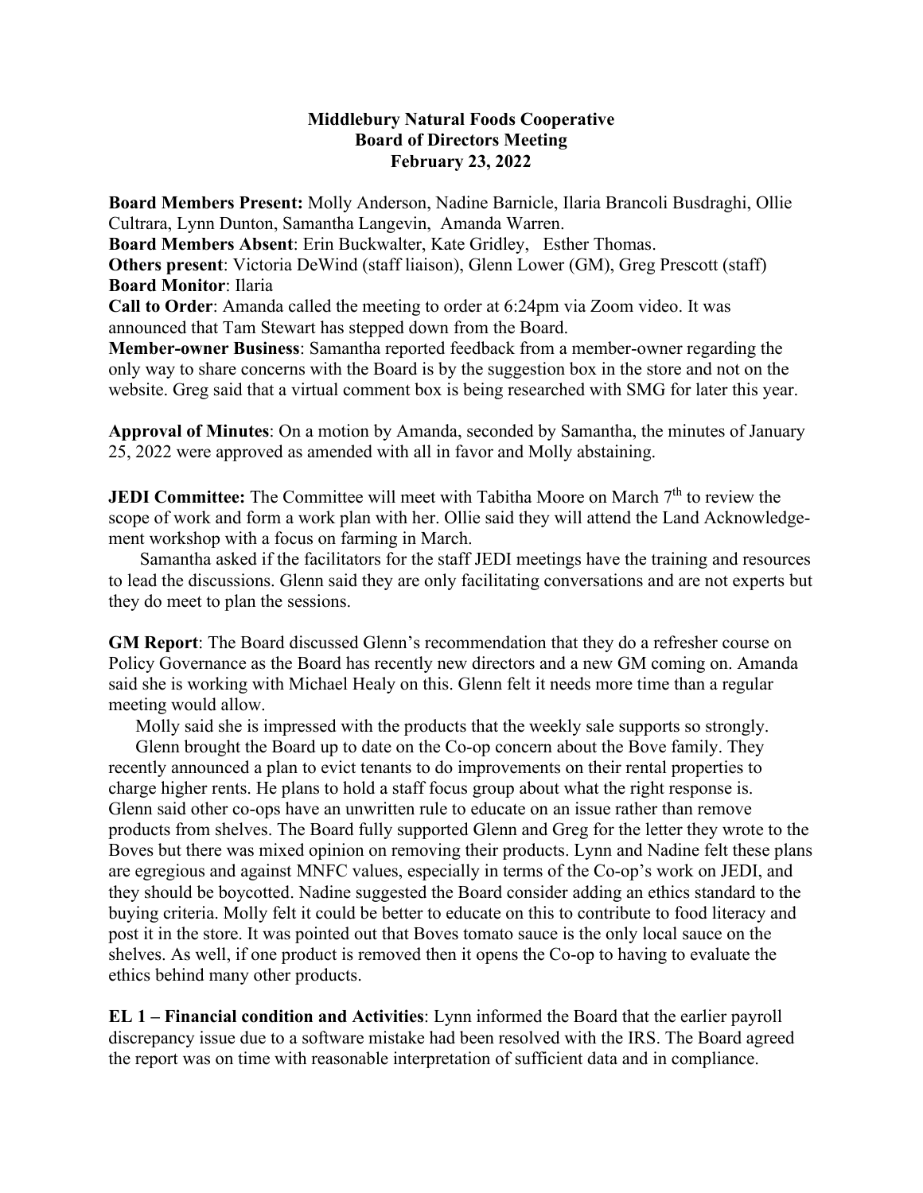**Middlebury Natural Foods Cooperative**
**Board of Directors Meeting**
**February 23, 2022**

**Board Members Present:** Molly Anderson, Nadine Barnicle, Ilaria Brancoli Busdraghi, Ollie Cultrara, Lynn Dunton, Samantha Langevin, Amanda Warren.
**Board Members Absent**: Erin Buckwalter, Kate Gridley, Esther Thomas.
**Others present**: Victoria DeWind (staff liaison), Glenn Lower (GM), Greg Prescott (staff)
**Board Monitor**: Ilaria
**Call to Order**: Amanda called the meeting to order at 6:24pm via Zoom video. It was announced that Tam Stewart has stepped down from the Board.
**Member-owner Business**: Samantha reported feedback from a member-owner regarding the only way to share concerns with the Board is by the suggestion box in the store and not on the website. Greg said that a virtual comment box is being researched with SMG for later this year.

**Approval of Minutes**: On a motion by Amanda, seconded by Samantha, the minutes of January 25, 2022 were approved as amended with all in favor and Molly abstaining.

**JEDI Committee:** The Committee will meet with Tabitha Moore on March 7th to review the scope of work and form a work plan with her. Ollie said they will attend the Land Acknowledgement workshop with a focus on farming in March.

Samantha asked if the facilitators for the staff JEDI meetings have the training and resources to lead the discussions. Glenn said they are only facilitating conversations and are not experts but they do meet to plan the sessions.

**GM Report**: The Board discussed Glenn's recommendation that they do a refresher course on Policy Governance as the Board has recently new directors and a new GM coming on. Amanda said she is working with Michael Healy on this. Glenn felt it needs more time than a regular meeting would allow.

Molly said she is impressed with the products that the weekly sale supports so strongly.

Glenn brought the Board up to date on the Co-op concern about the Bove family. They recently announced a plan to evict tenants to do improvements on their rental properties to charge higher rents. He plans to hold a staff focus group about what the right response is. Glenn said other co-ops have an unwritten rule to educate on an issue rather than remove products from shelves. The Board fully supported Glenn and Greg for the letter they wrote to the Boves but there was mixed opinion on removing their products. Lynn and Nadine felt these plans are egregious and against MNFC values, especially in terms of the Co-op's work on JEDI, and they should be boycotted. Nadine suggested the Board consider adding an ethics standard to the buying criteria. Molly felt it could be better to educate on this to contribute to food literacy and post it in the store. It was pointed out that Boves tomato sauce is the only local sauce on the shelves. As well, if one product is removed then it opens the Co-op to having to evaluate the ethics behind many other products.

**EL 1 – Financial condition and Activities**: Lynn informed the Board that the earlier payroll discrepancy issue due to a software mistake had been resolved with the IRS. The Board agreed the report was on time with reasonable interpretation of sufficient data and in compliance.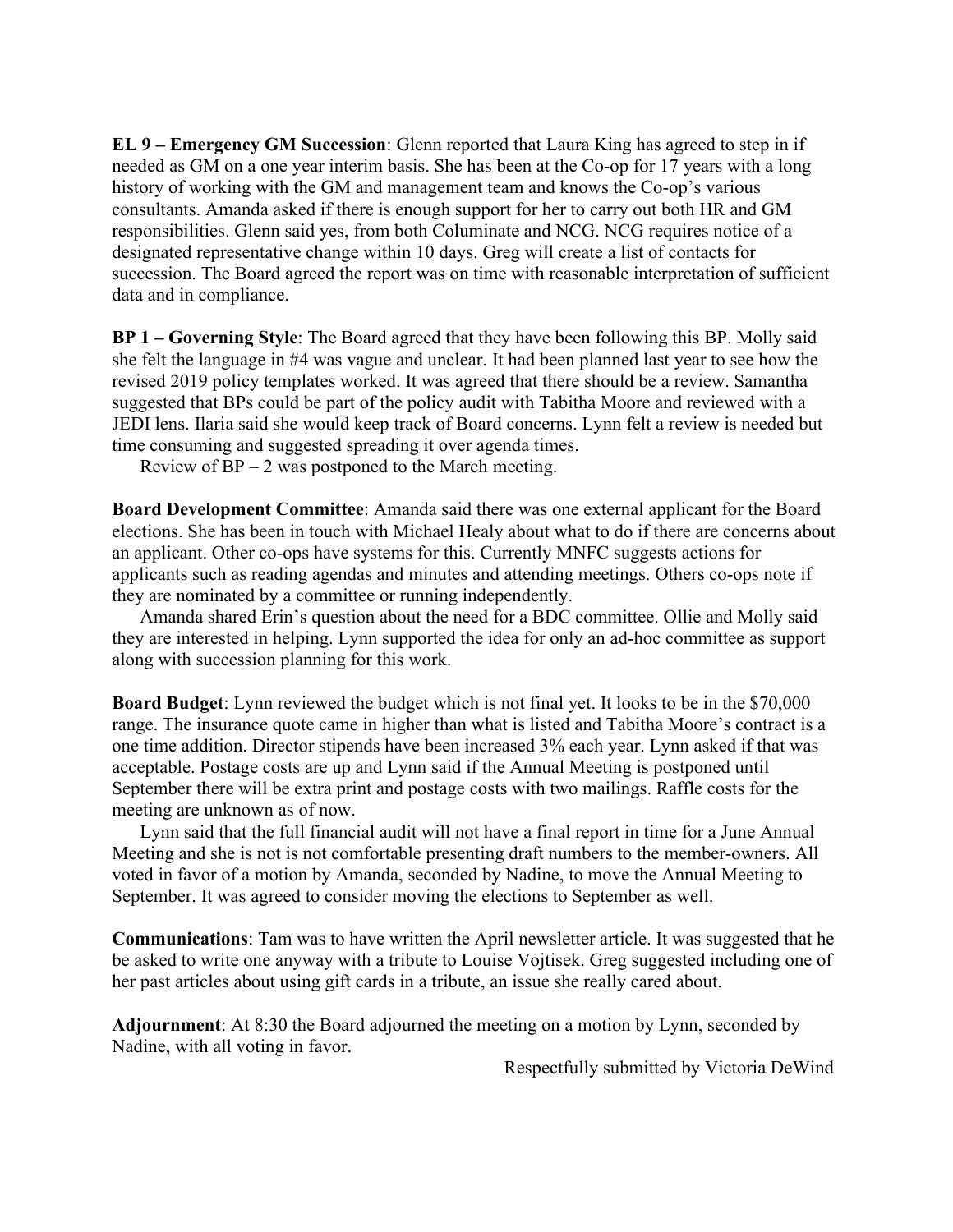**EL 9 – Emergency GM Succession**: Glenn reported that Laura King has agreed to step in if needed as GM on a one year interim basis. She has been at the Co-op for 17 years with a long history of working with the GM and management team and knows the Co-op's various consultants. Amanda asked if there is enough support for her to carry out both HR and GM responsibilities. Glenn said yes, from both Columinate and NCG. NCG requires notice of a designated representative change within 10 days. Greg will create a list of contacts for succession. The Board agreed the report was on time with reasonable interpretation of sufficient data and in compliance.

**BP 1 – Governing Style**: The Board agreed that they have been following this BP. Molly said she felt the language in #4 was vague and unclear. It had been planned last year to see how the revised 2019 policy templates worked. It was agreed that there should be a review. Samantha suggested that BPs could be part of the policy audit with Tabitha Moore and reviewed with a JEDI lens. Ilaria said she would keep track of Board concerns. Lynn felt a review is needed but time consuming and suggested spreading it over agenda times.

Review of BP – 2 was postponed to the March meeting.

**Board Development Committee**: Amanda said there was one external applicant for the Board elections. She has been in touch with Michael Healy about what to do if there are concerns about an applicant. Other co-ops have systems for this. Currently MNFC suggests actions for applicants such as reading agendas and minutes and attending meetings. Others co-ops note if they are nominated by a committee or running independently.

Amanda shared Erin's question about the need for a BDC committee. Ollie and Molly said they are interested in helping. Lynn supported the idea for only an ad-hoc committee as support along with succession planning for this work.

**Board Budget**: Lynn reviewed the budget which is not final yet. It looks to be in the $70,000 range. The insurance quote came in higher than what is listed and Tabitha Moore's contract is a one time addition. Director stipends have been increased 3% each year. Lynn asked if that was acceptable. Postage costs are up and Lynn said if the Annual Meeting is postponed until September there will be extra print and postage costs with two mailings. Raffle costs for the meeting are unknown as of now.

Lynn said that the full financial audit will not have a final report in time for a June Annual Meeting and she is not is not comfortable presenting draft numbers to the member-owners. All voted in favor of a motion by Amanda, seconded by Nadine, to move the Annual Meeting to September. It was agreed to consider moving the elections to September as well.

**Communications**: Tam was to have written the April newsletter article. It was suggested that he be asked to write one anyway with a tribute to Louise Vojtisek. Greg suggested including one of her past articles about using gift cards in a tribute, an issue she really cared about.

**Adjournment**: At 8:30 the Board adjourned the meeting on a motion by Lynn, seconded by Nadine, with all voting in favor.

Respectfully submitted by Victoria DeWind